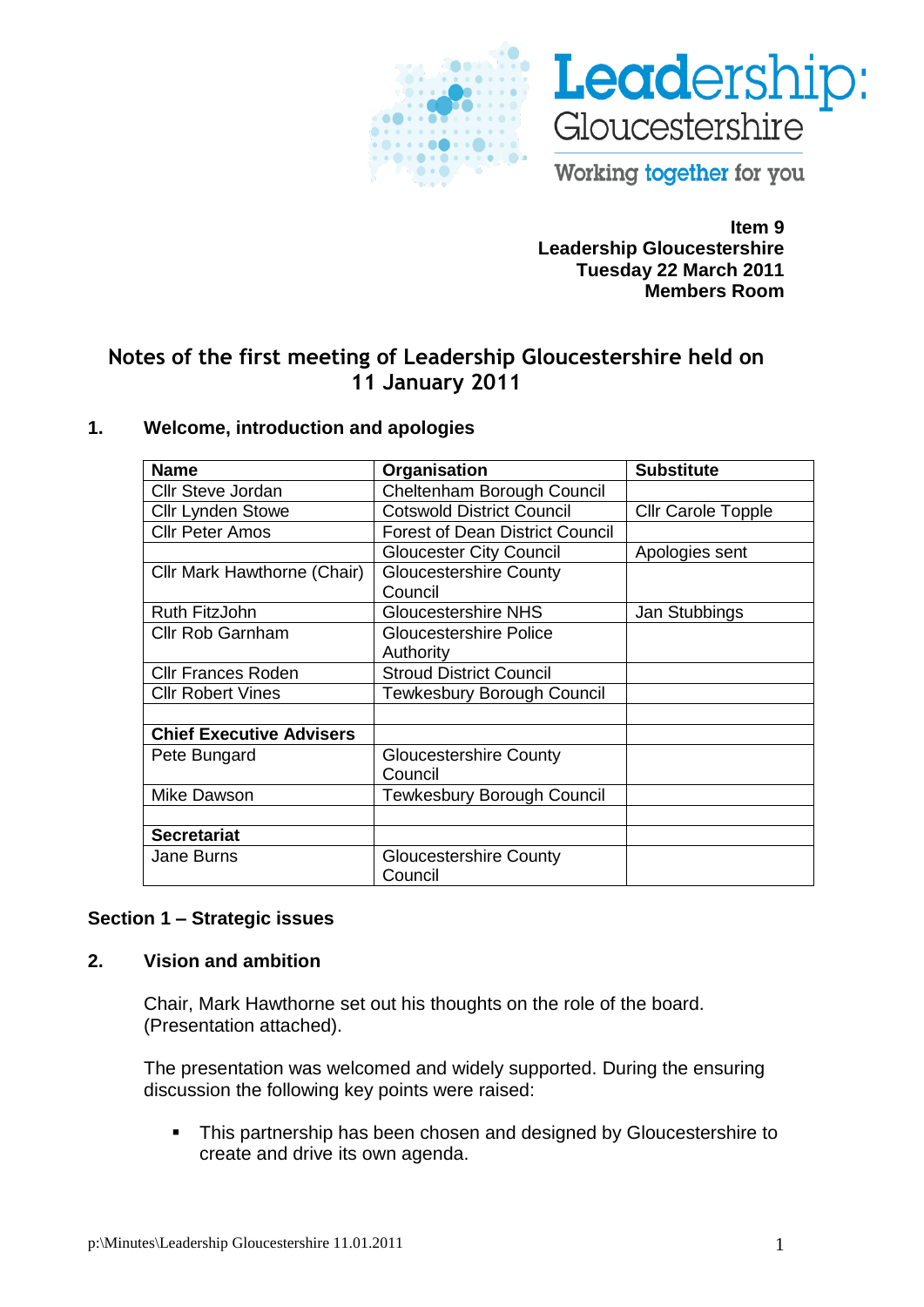**Item 9**
**Leadership Gloucestershire**
**Tuesday 22 March 2011**
**Members Room**

# Notes of the first meeting of Leadership Gloucestershire held on 11 January 2011

## 1. Welcome, introduction and apologies

| Name | Organisation | Substitute |
|---|---|---|
| Cllr Steve Jordan | Cheltenham Borough Council | |
| Cllr Lynden Stowe | Cotswold District Council | Cllr Carole Topple |
| Cllr Peter Amos | Forest of Dean District Council | |
| | Gloucester City Council | Apologies sent |
| Cllr Mark Hawthorne (Chair) | Gloucestershire County Council | |
| Ruth FitzJohn | Gloucestershire NHS | Jan Stubbings |
| Cllr Rob Garnham | Gloucestershire Police Authority | |
| Cllr Frances Roden | Stroud District Council | |
| Cllr Robert Vines | Tewkesbury Borough Council | |
| | | |
| **Chief Executive Advisers** | | |
| Pete Bungard | Gloucestershire County Council | |
| Mike Dawson | Tewkesbury Borough Council | |
| | | |
| **Secretariat** | | |
| Jane Burns | Gloucestershire County Council | |

## Section 1 – Strategic issues

## 2. Vision and ambition

Chair, Mark Hawthorne set out his thoughts on the role of the board. (Presentation attached).

The presentation was welcomed and widely supported. During the ensuring discussion the following key points were raised:

- This partnership has been chosen and designed by Gloucestershire to create and drive its own agenda.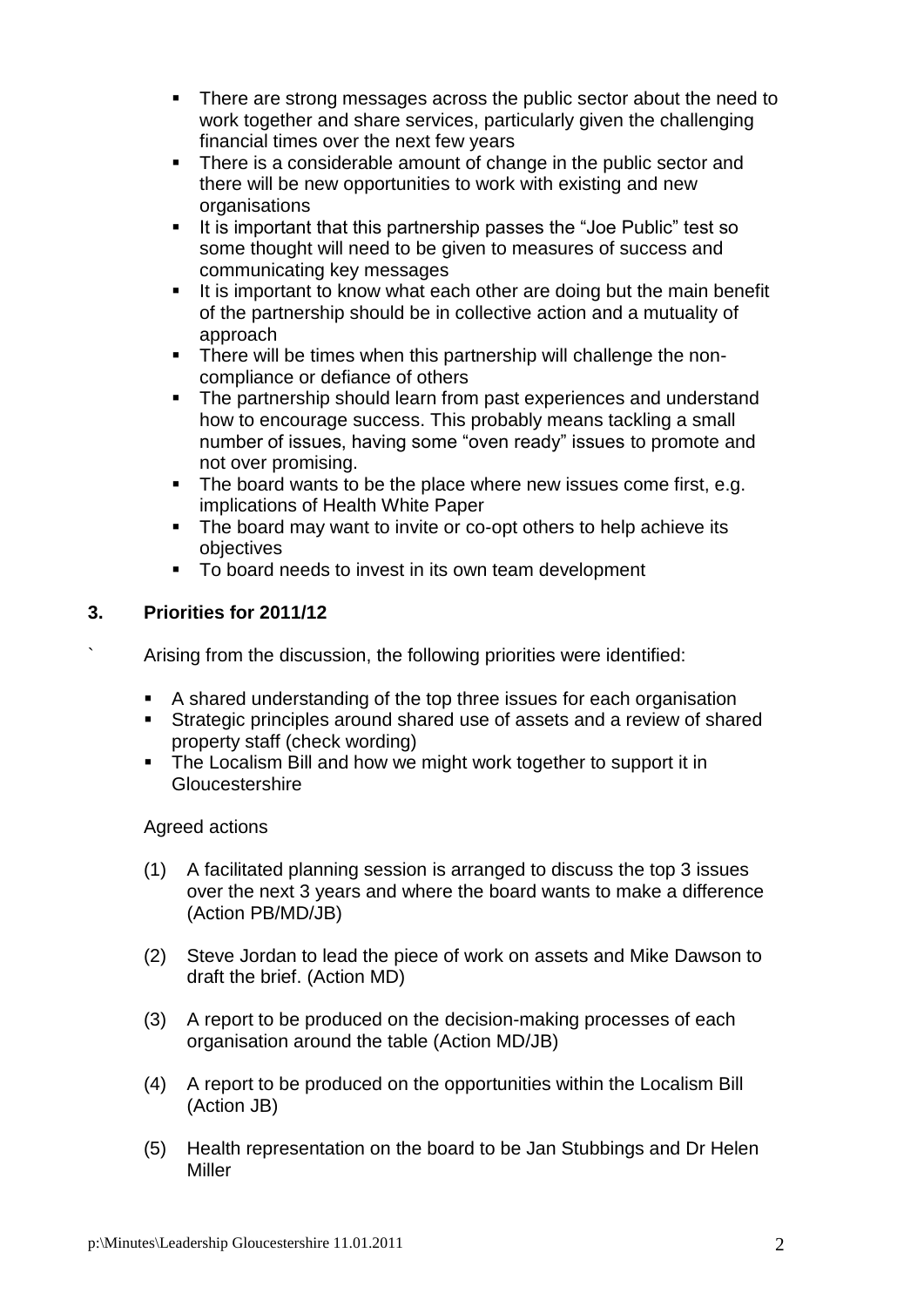- There are strong messages across the public sector about the need to work together and share services, particularly given the challenging financial times over the next few years
- There is a considerable amount of change in the public sector and there will be new opportunities to work with existing and new organisations
- It is important that this partnership passes the "Joe Public" test so some thought will need to be given to measures of success and communicating key messages
- It is important to know what each other are doing but the main benefit of the partnership should be in collective action and a mutuality of approach
- There will be times when this partnership will challenge the non-compliance or defiance of others
- The partnership should learn from past experiences and understand how to encourage success. This probably means tackling a small number of issues, having some "oven ready" issues to promote and not over promising.
- The board wants to be the place where new issues come first, e.g. implications of Health White Paper
- The board may want to invite or co-opt others to help achieve its objectives
- To board needs to invest in its own team development

## 3. Priorities for 2011/12

` Arising from the discussion, the following priorities were identified:

- A shared understanding of the top three issues for each organisation
- Strategic principles around shared use of assets and a review of shared property staff (check wording)
- The Localism Bill and how we might work together to support it in Gloucestershire

Agreed actions

(1) A facilitated planning session is arranged to discuss the top 3 issues over the next 3 years and where the board wants to make a difference (Action PB/MD/JB)

(2) Steve Jordan to lead the piece of work on assets and Mike Dawson to draft the brief. (Action MD)

(3) A report to be produced on the decision-making processes of each organisation around the table (Action MD/JB)

(4) A report to be produced on the opportunities within the Localism Bill (Action JB)

(5) Health representation on the board to be Jan Stubbings and Dr Helen Miller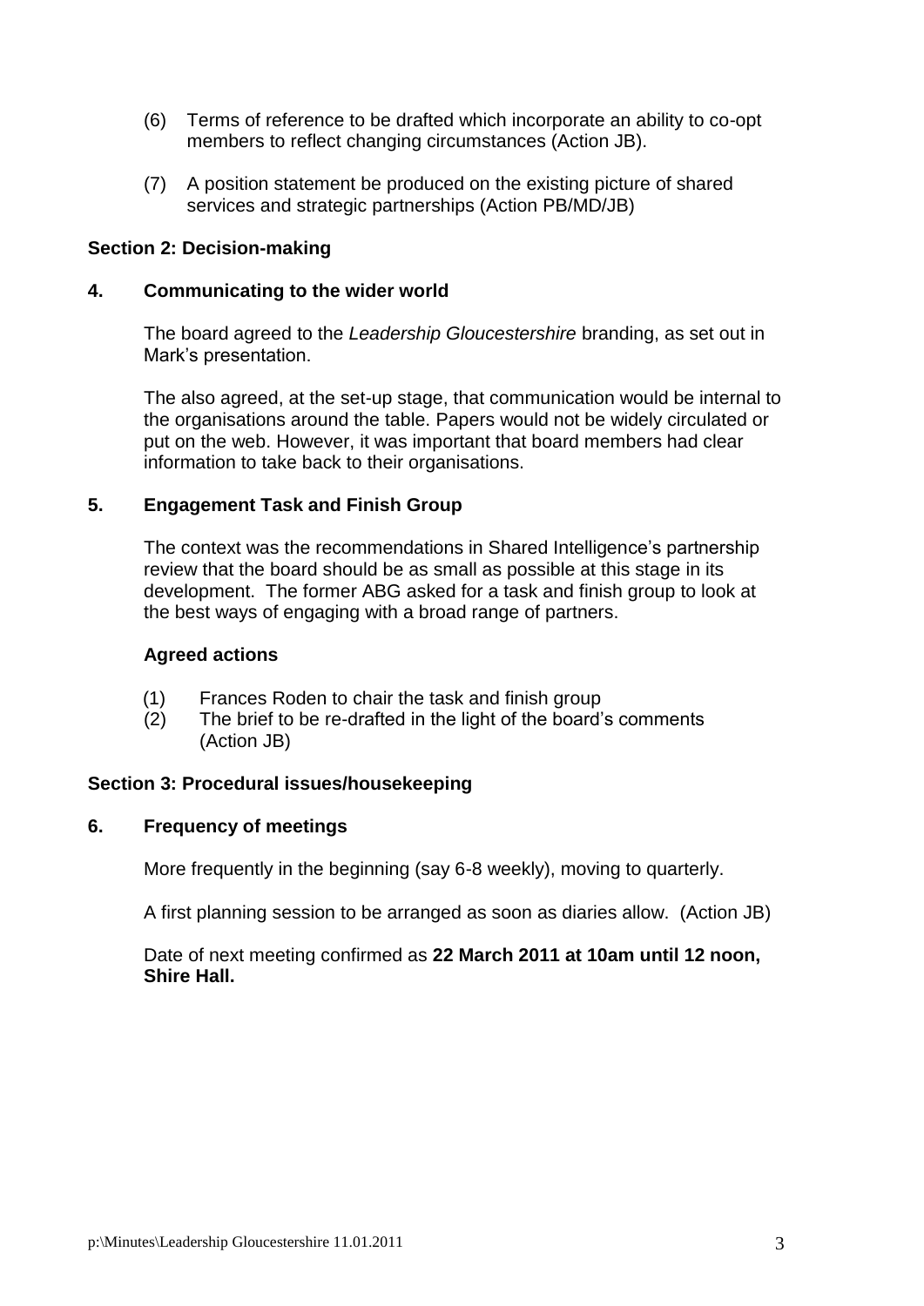(6) Terms of reference to be drafted which incorporate an ability to co-opt members to reflect changing circumstances (Action JB).

(7) A position statement be produced on the existing picture of shared services and strategic partnerships (Action PB/MD/JB)

## Section 2: Decision-making

### 4. Communicating to the wider world

The board agreed to the *Leadership Gloucestershire* branding, as set out in Mark's presentation.

The also agreed, at the set-up stage, that communication would be internal to the organisations around the table. Papers would not be widely circulated or put on the web. However, it was important that board members had clear information to take back to their organisations.

### 5. Engagement Task and Finish Group

The context was the recommendations in Shared Intelligence's partnership review that the board should be as small as possible at this stage in its development. The former ABG asked for a task and finish group to look at the best ways of engaging with a broad range of partners.

**Agreed actions**

(1) Frances Roden to chair the task and finish group

(2) The brief to be re-drafted in the light of the board's comments (Action JB)

## Section 3: Procedural issues/housekeeping

### 6. Frequency of meetings

More frequently in the beginning (say 6-8 weekly), moving to quarterly.

A first planning session to be arranged as soon as diaries allow. (Action JB)

Date of next meeting confirmed as **22 March 2011 at 10am until 12 noon, Shire Hall.**